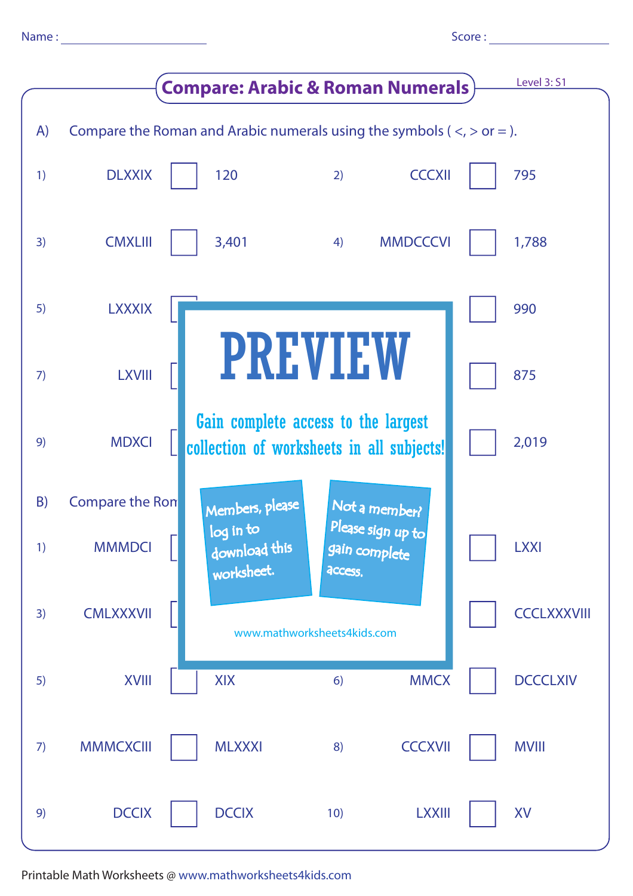Name : ____________________ Score : ____________________

# Compare: Arabic & Roman Numerals

Level 3: S1

A) Compare the Roman and Arabic numerals using the symbols ( <, > or = ).

| | | | | | | | |
|---|---|---|---|---|---|---|---|
| 1) | DLXXIX | ☐ | 120 | 2) | CCCXII | ☐ | 795 |
| 3) | CMXLIII | ☐ | 3,401 | 4) | MMDCCCVI | ☐ | 1,788 |
| 5) | LXXXIX | ☐ | | 6) | | ☐ | 990 |
| 7) | LXVIII | ☐ | | 8) | | ☐ | 875 |
| 9) | MDXCI | ☐ | | 10) | | ☐ | 2,019 |

PREVIEW

Gain complete access to the largest collection of worksheets in all subjects!

Members, please log in to download this worksheet.

Not a member? Please sign up to gain complete access.

www.mathworksheets4kids.com

B) Compare the Rom

| | | | | | | | |
|---|---|---|---|---|---|---|---|
| 1) | MMMDCI | ☐ | | 2) | | ☐ | LXXI |
| 3) | CMLXXXVII | ☐ | | 4) | | ☐ | CCCLXXXVIII |
| 5) | XVIII | ☐ | XIX | 6) | MMCX | ☐ | DCCCLXIV |
| 7) | MMMCXCIII | ☐ | MLXXXI | 8) | CCCXVII | ☐ | MVIII |
| 9) | DCCIX | ☐ | DCCIX | 10) | LXXIII | ☐ | XV |

Printable Math Worksheets @ www.mathworksheets4kids.com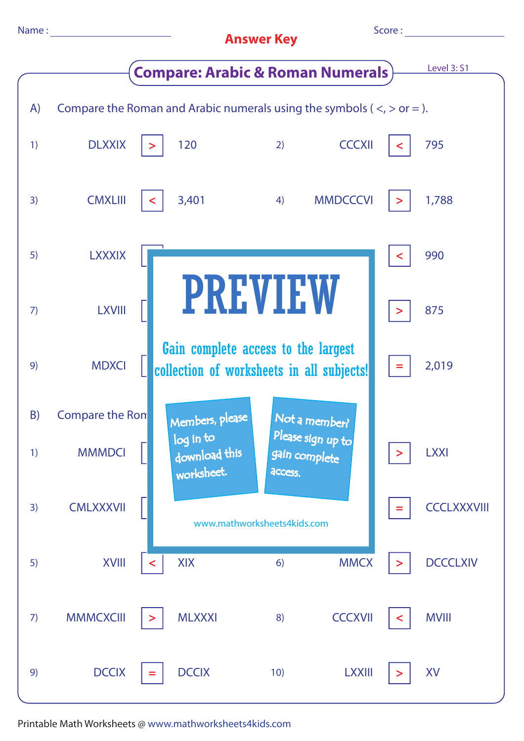Name : ________________ **Answer Key** Score : ________________

# Compare: Arabic & Roman Numerals

Level 3: S1

A) Compare the Roman and Arabic numerals using the symbols ( <, > or = ).

| | | | | | | | |
|---|---|---|---|---|---|---|---|
| 1) | DLXXIX | > | 120 | 2) | CCCXII | < | 795 |
| 3) | CMXLIII | < | 3,401 | 4) | MMDCCCVI | > | 1,788 |
| 5) | LXXXIX | | | | | < | 990 |
| 7) | LXVIII | | | | | > | 875 |
| 9) | MDXCI | | | | | = | 2,019 |

B) Compare the Rom

| | | | | | | | |
|---|---|---|---|---|---|---|---|
| 1) | MMMDCI | | | | | > | LXXI |
| 3) | CMLXXXVII | | | | | = | CCCLXXXVIII |
| 5) | XVIII | < | XIX | 6) | MMCX | > | DCCCLXIV |
| 7) | MMMCXCIII | > | MLXXXI | 8) | CCCXVII | < | MVIII |
| 9) | DCCIX | = | DCCIX | 10) | LXXIII | > | XV |

PREVIEW

Gain complete access to the largest collection of worksheets in all subjects!

Members, please log in to download this worksheet.

Not a member? Please sign up to gain complete access.

www.mathworksheets4kids.com

Printable Math Worksheets @ www.mathworksheets4kids.com